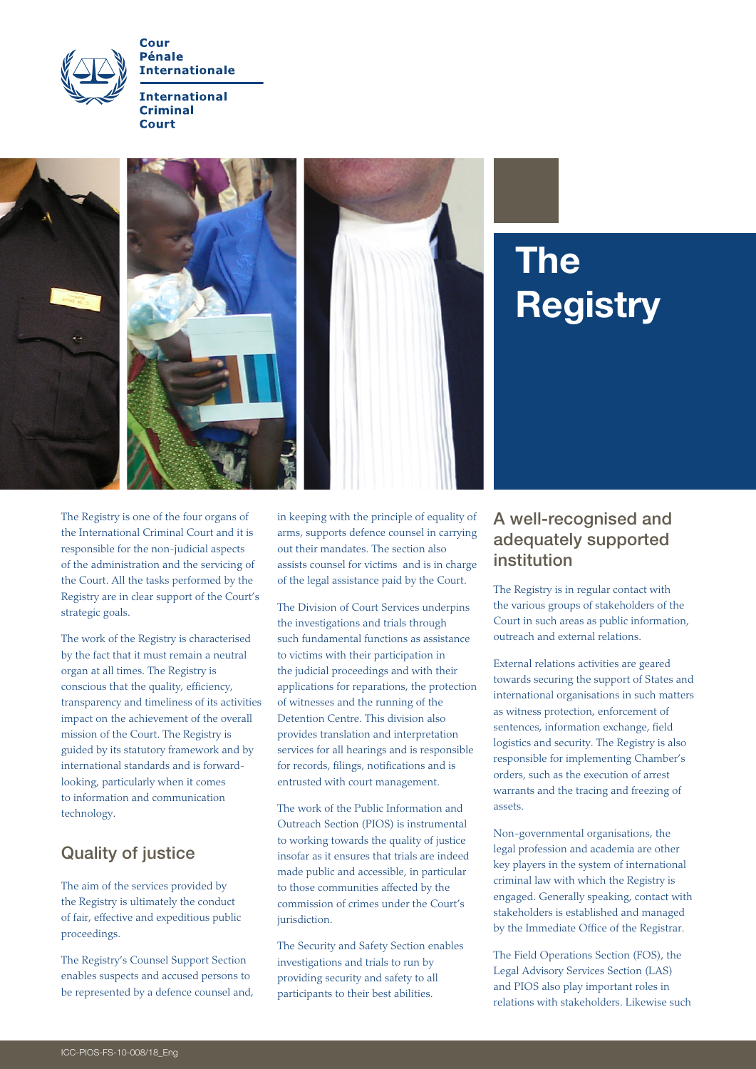Cour Pénale Internationale

International Criminal Court

# The Registry

The Registry is one of the four organs of the International Criminal Court and it is responsible for the non-judicial aspects of the administration and the servicing of the Court. All the tasks performed by the Registry are in clear support of the Court's strategic goals.

The work of the Registry is characterised by the fact that it must remain a neutral organ at all times. The Registry is conscious that the quality, efficiency, transparency and timeliness of its activities impact on the achievement of the overall mission of the Court. The Registry is guided by its statutory framework and by international standards and is forward-looking, particularly when it comes to information and communication technology.

## Quality of justice

The aim of the services provided by the Registry is ultimately the conduct of fair, effective and expeditious public proceedings.

The Registry's Counsel Support Section enables suspects and accused persons to be represented by a defence counsel and, in keeping with the principle of equality of arms, supports defence counsel in carrying out their mandates. The section also assists counsel for victims and is in charge of the legal assistance paid by the Court.

The Division of Court Services underpins the investigations and trials through such fundamental functions as assistance to victims with their participation in the judicial proceedings and with their applications for reparations, the protection of witnesses and the running of the Detention Centre. This division also provides translation and interpretation services for all hearings and is responsible for records, filings, notifications and is entrusted with court management.

The work of the Public Information and Outreach Section (PIOS) is instrumental to working towards the quality of justice insofar as it ensures that trials are indeed made public and accessible, in particular to those communities affected by the commission of crimes under the Court's jurisdiction.

The Security and Safety Section enables investigations and trials to run by providing security and safety to all participants to their best abilities.

## A well-recognised and adequately supported institution

The Registry is in regular contact with the various groups of stakeholders of the Court in such areas as public information, outreach and external relations.

External relations activities are geared towards securing the support of States and international organisations in such matters as witness protection, enforcement of sentences, information exchange, field logistics and security. The Registry is also responsible for implementing Chamber's orders, such as the execution of arrest warrants and the tracing and freezing of assets.

Non-governmental organisations, the legal profession and academia are other key players in the system of international criminal law with which the Registry is engaged. Generally speaking, contact with stakeholders is established and managed by the Immediate Office of the Registrar.

The Field Operations Section (FOS), the Legal Advisory Services Section (LAS) and PIOS also play important roles in relations with stakeholders. Likewise such

ICC-PIOS-FS-10-008/18_Eng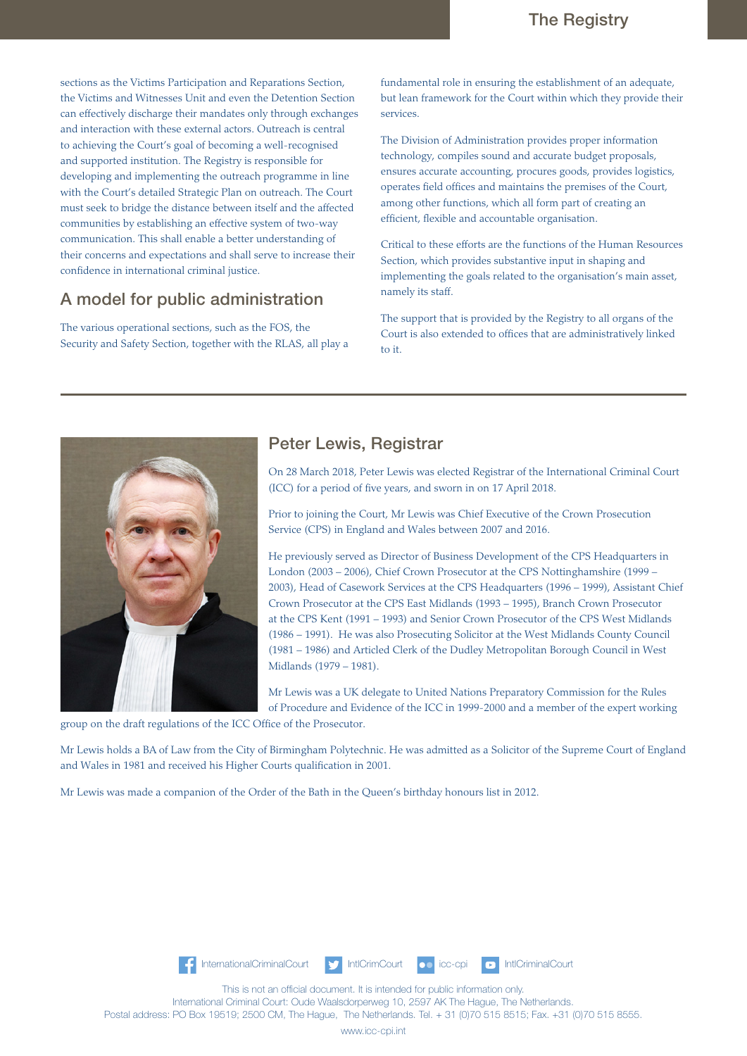sections as the Victims Participation and Reparations Section, the Victims and Witnesses Unit and even the Detention Section can effectively discharge their mandates only through exchanges and interaction with these external actors. Outreach is central to achieving the Court's goal of becoming a well-recognised and supported institution. The Registry is responsible for developing and implementing the outreach programme in line with the Court's detailed Strategic Plan on outreach. The Court must seek to bridge the distance between itself and the affected communities by establishing an effective system of two-way communication. This shall enable a better understanding of their concerns and expectations and shall serve to increase their confidence in international criminal justice.

## A model for public administration

The various operational sections, such as the FOS, the Security and Safety Section, together with the RLAS, all play a fundamental role in ensuring the establishment of an adequate, but lean framework for the Court within which they provide their services.

The Division of Administration provides proper information technology, compiles sound and accurate budget proposals, ensures accurate accounting, procures goods, provides logistics, operates field offices and maintains the premises of the Court, among other functions, which all form part of creating an efficient, flexible and accountable organisation.

Critical to these efforts are the functions of the Human Resources Section, which provides substantive input in shaping and implementing the goals related to the organisation's main asset, namely its staff.

The support that is provided by the Registry to all organs of the Court is also extended to offices that are administratively linked to it.

## Peter Lewis, Registrar

On 28 March 2018, Peter Lewis was elected Registrar of the International Criminal Court (ICC) for a period of five years, and sworn in on 17 April 2018.

Prior to joining the Court, Mr Lewis was Chief Executive of the Crown Prosecution Service (CPS) in England and Wales between 2007 and 2016.

He previously served as Director of Business Development of the CPS Headquarters in London (2003 – 2006), Chief Crown Prosecutor at the CPS Nottinghamshire (1999 – 2003), Head of Casework Services at the CPS Headquarters (1996 – 1999), Assistant Chief Crown Prosecutor at the CPS East Midlands (1993 – 1995), Branch Crown Prosecutor at the CPS Kent (1991 – 1993) and Senior Crown Prosecutor of the CPS West Midlands (1986 – 1991). He was also Prosecuting Solicitor at the West Midlands County Council (1981 – 1986) and Articled Clerk of the Dudley Metropolitan Borough Council in West Midlands (1979 – 1981).

Mr Lewis was a UK delegate to United Nations Preparatory Commission for the Rules of Procedure and Evidence of the ICC in 1999-2000 and a member of the expert working group on the draft regulations of the ICC Office of the Prosecutor.

Mr Lewis holds a BA of Law from the City of Birmingham Polytechnic. He was admitted as a Solicitor of the Supreme Court of England and Wales in 1981 and received his Higher Courts qualification in 2001.

Mr Lewis was made a companion of the Order of the Bath in the Queen's birthday honours list in 2012.

InternationalCriminalCourt IntlCrimCourt icc-cpi IntlCriminalCourt

This is not an official document. It is intended for public information only.
International Criminal Court: Oude Waalsdorperweg 10, 2597 AK The Hague, The Netherlands.
Postal address: PO Box 19519; 2500 CM, The Hague, The Netherlands. Tel. + 31 (0)70 515 8515; Fax. +31 (0)70 515 8555.
www.icc-cpi.int